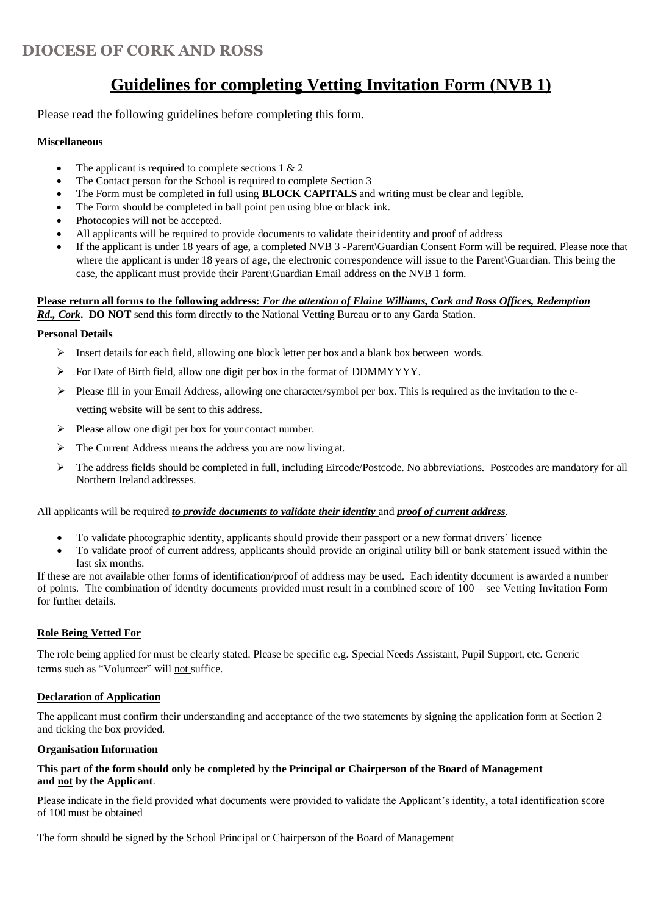## DIOCESE OF CORK AND ROSS

# Guidelines for completing Vetting Invitation Form (NVB 1)

Please read the following guidelines before completing this form.

**Miscellaneous**

- The applicant is required to complete sections 1 & 2
- The Contact person for the School is required to complete Section 3
- The Form must be completed in full using **BLOCK CAPITALS** and writing must be clear and legible.
- The Form should be completed in ball point pen using blue or black ink.
- Photocopies will not be accepted.
- All applicants will be required to provide documents to validate their identity and proof of address
- If the applicant is under 18 years of age, a completed NVB 3 -Parent\Guardian Consent Form will be required. Please note that where the applicant is under 18 years of age, the electronic correspondence will issue to the Parent\Guardian. This being the case, the applicant must provide their Parent\Guardian Email address on the NVB 1 form.

**Please return all forms to the following address:** ***For the attention of Elaine Williams, Cork and Ross Offices, Redemption Rd., Cork*****. DO NOT** send this form directly to the National Vetting Bureau or to any Garda Station.

**Personal Details**

- Insert details for each field, allowing one block letter per box and a blank box between words.
- For Date of Birth field, allow one digit per box in the format of DDMMYYYY.
- Please fill in your Email Address, allowing one character/symbol per box. This is required as the invitation to the e-vetting website will be sent to this address.
- Please allow one digit per box for your contact number.
- The Current Address means the address you are now living at.
- The address fields should be completed in full, including Eircode/Postcode. No abbreviations. Postcodes are mandatory for all Northern Ireland addresses.

All applicants will be required ***to provide documents to validate their identity*** and ***proof of current address***.

- To validate photographic identity, applicants should provide their passport or a new format drivers' licence
- To validate proof of current address, applicants should provide an original utility bill or bank statement issued within the last six months.

If these are not available other forms of identification/proof of address may be used. Each identity document is awarded a number of points. The combination of identity documents provided must result in a combined score of 100 – see Vetting Invitation Form for further details.

**Role Being Vetted For**

The role being applied for must be clearly stated. Please be specific e.g. Special Needs Assistant, Pupil Support, etc. Generic terms such as "Volunteer" will not suffice.

**Declaration of Application**

The applicant must confirm their understanding and acceptance of the two statements by signing the application form at Section 2 and ticking the box provided.

**Organisation Information**

**This part of the form should only be completed by the Principal or Chairperson of the Board of Management and not by the Applicant**.

Please indicate in the field provided what documents were provided to validate the Applicant's identity, a total identification score of 100 must be obtained

The form should be signed by the School Principal or Chairperson of the Board of Management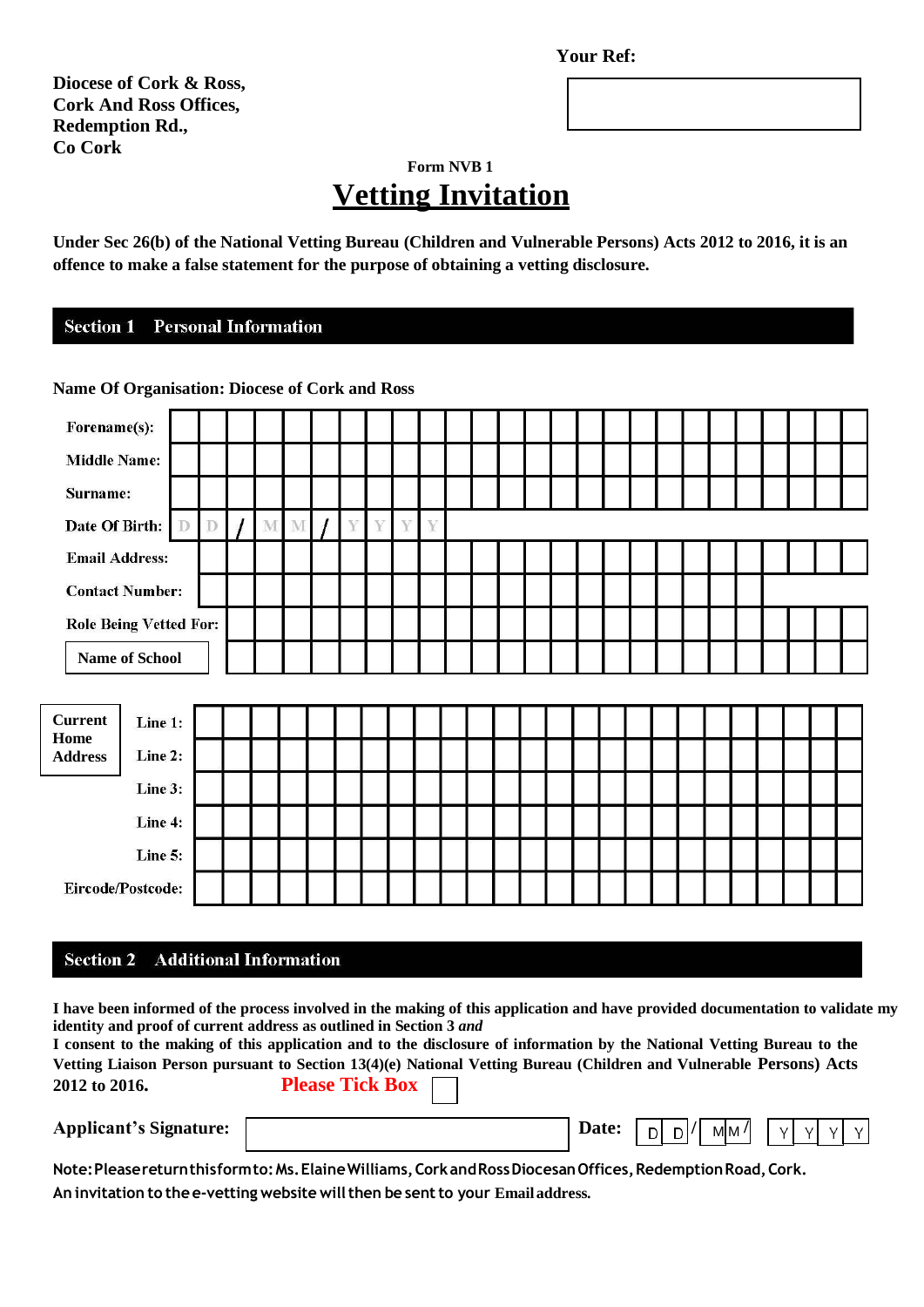**Your Ref:**

**Diocese of Cork & Ross,**
**Cork And Ross Offices,**
**Redemption Rd.,**
**Co Cork**

**Form NVB 1**

# Vetting Invitation

**Under Sec 26(b) of the National Vetting Bureau (Children and Vulnerable Persons) Acts 2012 to 2016, it is an offence to make a false statement for the purpose of obtaining a vetting disclosure.**

## Section 1 Personal Information

**Name Of Organisation: Diocese of Cork and Ross**

| | |
|---|---|
| Forename(s): | |
| Middle Name: | |
| Surname: | |
| Date Of Birth: | D D / M M / Y Y Y Y |
| Email Address: | |
| Contact Number: | |
| Role Being Vetted For: | |
| Name of School | |

| | | |
|---|---|---|
| Current Home Address | Line 1: | |
| | Line 2: | |
| | Line 3: | |
| | Line 4: | |
| | Line 5: | |
| Eircode/Postcode: | | |

## Section 2 Additional Information

**I have been informed of the process involved in the making of this application and have provided documentation to validate my identity and proof of current address as outlined in Section 3** ***and***
**I consent to the making of this application and to the disclosure of information by the National Vetting Bureau to the Vetting Liaison Person pursuant to Section 13(4)(e) National Vetting Bureau (Children and Vulnerable Persons) Acts 2012 to 2016.** **Please Tick Box** ☐

**Applicant's Signature:** ______________________ **Date:** D D / M M / Y Y Y Y

**Note: Please return this form to: Ms. Elaine Williams, Cork and Ross Diocesan Offices, Redemption Road, Cork.**
**An invitation to the e-vetting website will then be sent to your Email address.**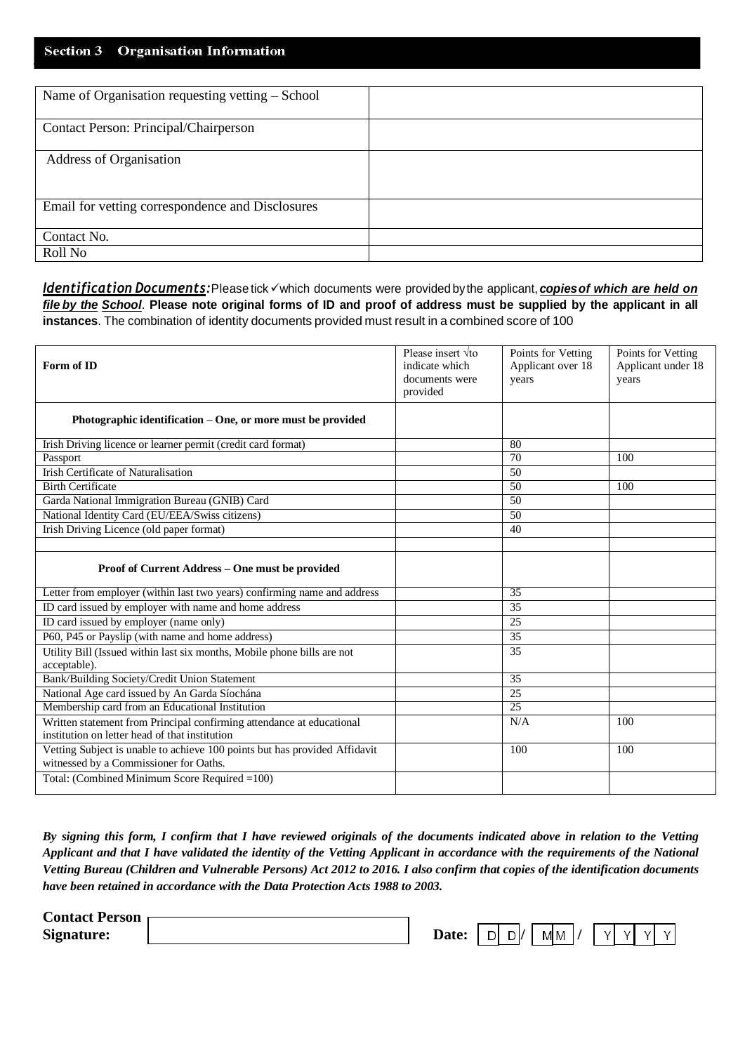## Section 3 Organisation Information

| | |
|---|---|
| Name of Organisation requesting vetting – School | |
| Contact Person: Principal/Chairperson | |
| Address of Organisation | |
| Email for vetting correspondence and Disclosures | |
| Contact No. | |
| Roll No | |

***Identification Documents:*** Please tick ✓ which documents were provided by the applicant, ***copies of which are held on file by the School***. **Please note original forms of ID and proof of address must be supplied by the applicant in all instances**. The combination of identity documents provided must result in a combined score of 100

| Form of ID | Please insert √to indicate which documents were provided | Points for Vetting Applicant over 18 years | Points for Vetting Applicant under 18 years |
|---|---|---|---|
| **Photographic identification – One, or more must be provided** | | | |
| Irish Driving licence or learner permit (credit card format) | | 80 | |
| Passport | | 70 | 100 |
| Irish Certificate of Naturalisation | | 50 | |
| Birth Certificate | | 50 | 100 |
| Garda National Immigration Bureau (GNIB) Card | | 50 | |
| National Identity Card (EU/EEA/Swiss citizens) | | 50 | |
| Irish Driving Licence (old paper format) | | 40 | |
| | | | |
| **Proof of Current Address – One must be provided** | | | |
| Letter from employer (within last two years) confirming name and address | | 35 | |
| ID card issued by employer with name and home address | | 35 | |
| ID card issued by employer (name only) | | 25 | |
| P60, P45 or Payslip (with name and home address) | | 35 | |
| Utility Bill (Issued within last six months, Mobile phone bills are not acceptable). | | 35 | |
| Bank/Building Society/Credit Union Statement | | 35 | |
| National Age card issued by An Garda Síochána | | 25 | |
| Membership card from an Educational Institution | | 25 | |
| Written statement from Principal confirming attendance at educational institution on letter head of that institution | | N/A | 100 |
| Vetting Subject is unable to achieve 100 points but has provided Affidavit witnessed by a Commissioner for Oaths. | | 100 | 100 |
| Total: (Combined Minimum Score Required =100) | | | |

***By signing this form, I confirm that I have reviewed originals of the documents indicated above in relation to the Vetting Applicant and that I have validated the identity of the Vetting Applicant in accordance with the requirements of the National Vetting Bureau (Children and Vulnerable Persons) Act 2012 to 2016. I also confirm that copies of the identification documents have been retained in accordance with the Data Protection Acts 1988 to 2003.***

**Contact Person Signature:** ____________________ **Date:** D D / M M / Y Y Y Y